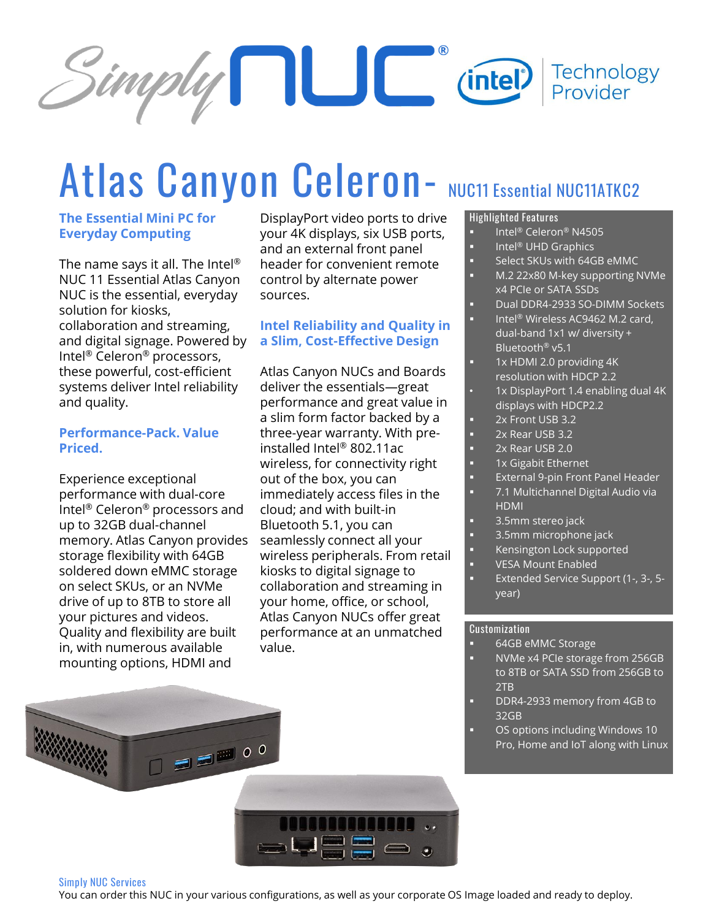# Atlas Canyon Celeron- NUC11 Essential NUC11ATKC2

### The Essential Mini PC for Everyday Computing

The name says it all. The Intel® NUC 11 Essential Atlas Canyon NUC is the essential, everyday solution for kiosks, collaboration and streaming, and digital signage. Powered by Intel® Celeron® processors, these powerful, cost-efficient systems deliver Intel reliability and quality.

### Performance-Pack. Value Priced.

Experience exceptional performance with dual-core Intel® Celeron® processors and up to 32GB dual-channel memory. Atlas Canyon provides storage flexibility with 64GB soldered down eMMC storage on select SKUs, or an NVMe drive of up to 8TB to store all your pictures and videos. Quality and flexibility are built in, with numerous available mounting options, HDMI and DisplayPort video ports to drive your 4K displays, six USB ports, and an external front panel header for convenient remote control by alternate power sources.

### Intel Reliability and Quality in a Slim, Cost-Effective Design

Atlas Canyon NUCs and Boards deliver the essentials—great performance and great value in a slim form factor backed by a three-year warranty. With pre-installed Intel® 802.11ac wireless, for connectivity right out of the box, you can immediately access files in the cloud; and with built-in Bluetooth 5.1, you can seamlessly connect all your wireless peripherals. From retail kiosks to digital signage to collaboration and streaming in your home, office, or school, Atlas Canyon NUCs offer great performance at an unmatched value.

### Highlighted Features

- Intel® Celeron® N4505
- Intel® UHD Graphics
- Select SKUs with 64GB eMMC
- M.2 22x80 M-key supporting NVMe x4 PCIe or SATA SSDs
- Dual DDR4-2933 SO-DIMM Sockets
- Intel® Wireless AC9462 M.2 card, dual-band 1x1 w/ diversity + Bluetooth® v5.1
- 1x HDMI 2.0 providing 4K resolution with HDCP 2.2
- 1x DisplayPort 1.4 enabling dual 4K displays with HDCP2.2
- 2x Front USB 3.2
- 2x Rear USB 3.2
- 2x Rear USB 2.0
- 1x Gigabit Ethernet
- External 9-pin Front Panel Header
- 7.1 Multichannel Digital Audio via HDMI
- 3.5mm stereo jack
- 3.5mm microphone jack
- Kensington Lock supported
- VESA Mount Enabled
- Extended Service Support (1-, 3-, 5-year)

### Customization

- 64GB eMMC Storage
- NVMe x4 PCIe storage from 256GB to 8TB or SATA SSD from 256GB to 2TB
- DDR4-2933 memory from 4GB to 32GB
- OS options including Windows 10 Pro, Home and IoT along with Linux

### Simply NUC Services

You can order this NUC in your various configurations, as well as your corporate OS Image loaded and ready to deploy.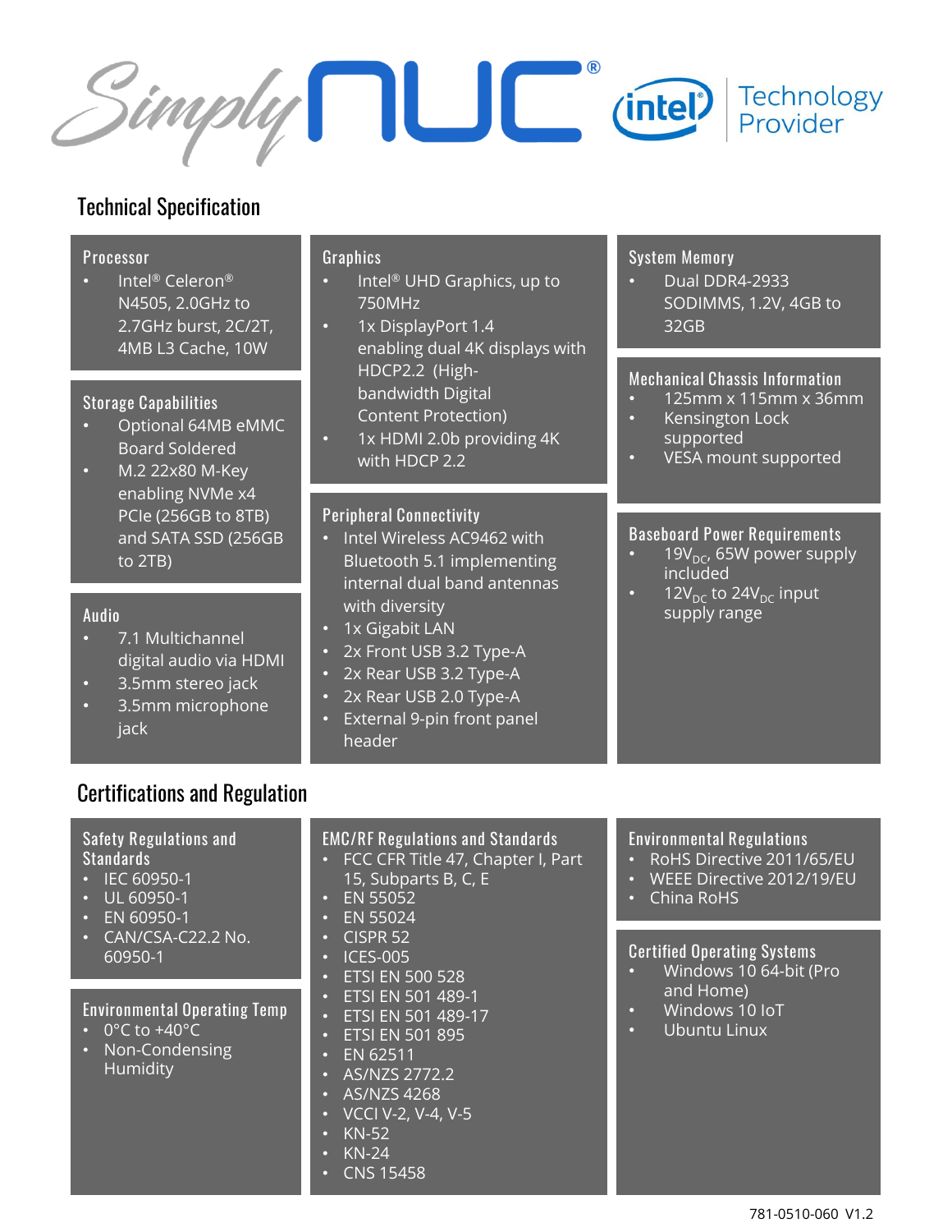SimplyNUC® intel® Technology Provider

## Technical Specification

### Processor

- Intel® Celeron® N4505, 2.0GHz to 2.7GHz burst, 2C/2T, 4MB L3 Cache, 10W

### Storage Capabilities

- Optional 64MB eMMC Board Soldered
- M.2 22x80 M-Key enabling NVMe x4 PCIe (256GB to 8TB) and SATA SSD (256GB to 2TB)

### Audio

- 7.1 Multichannel digital audio via HDMI
- 3.5mm stereo jack
- 3.5mm microphone jack

### Graphics

- Intel® UHD Graphics, up to 750MHz
- 1x DisplayPort 1.4 enabling dual 4K displays with HDCP2.2 (High-bandwidth Digital Content Protection)
- 1x HDMI 2.0b providing 4K with HDCP 2.2

### Peripheral Connectivity

- Intel Wireless AC9462 with Bluetooth 5.1 implementing internal dual band antennas with diversity
- 1x Gigabit LAN
- 2x Front USB 3.2 Type-A
- 2x Rear USB 3.2 Type-A
- 2x Rear USB 2.0 Type-A
- External 9-pin front panel header

### System Memory

- Dual DDR4-2933 SODIMMS, 1.2V, 4GB to 32GB

### Mechanical Chassis Information

- 125mm x 115mm x 36mm
- Kensington Lock supported
- VESA mount supported

### Baseboard Power Requirements

- $19V_{DC}$, 65W power supply included
- $12V_{DC}$ to $24V_{DC}$ input supply range

## Certifications and Regulation

### Safety Regulations and Standards

- IEC 60950-1
- UL 60950-1
- EN 60950-1
- CAN/CSA-C22.2 No. 60950-1

### Environmental Operating Temp

- 0°C to +40°C
- Non-Condensing Humidity

### EMC/RF Regulations and Standards

- FCC CFR Title 47, Chapter I, Part 15, Subparts B, C, E
- EN 55052
- EN 55024
- CISPR 52
- ICES-005
- ETSI EN 500 528
- ETSI EN 501 489-1
- ETSI EN 501 489-17
- ETSI EN 501 895
- EN 62511
- AS/NZS 2772.2
- AS/NZS 4268
- VCCI V-2, V-4, V-5
- KN-52
- KN-24
- CNS 15458

### Environmental Regulations

- RoHS Directive 2011/65/EU
- WEEE Directive 2012/19/EU
- China RoHS

### Certified Operating Systems

- Windows 10 64-bit (Pro and Home)
- Windows 10 IoT
- Ubuntu Linux

781-0510-060 V1.2